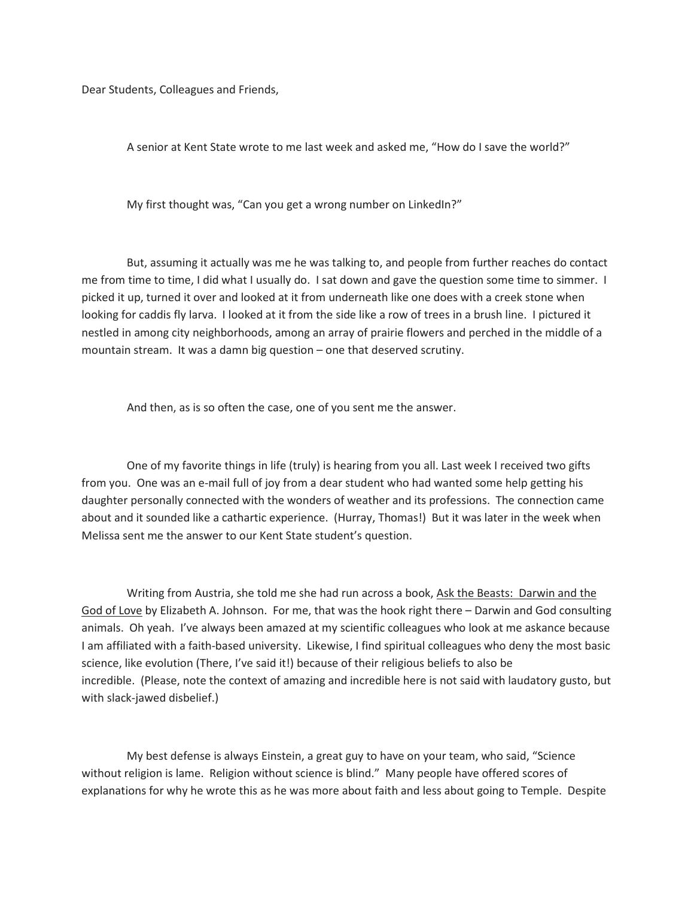Dear Students, Colleagues and Friends,

A senior at Kent State wrote to me last week and asked me, "How do I save the world?"

My first thought was, "Can you get a wrong number on LinkedIn?"

But, assuming it actually was me he was talking to, and people from further reaches do contact me from time to time, I did what I usually do. I sat down and gave the question some time to simmer. I picked it up, turned it over and looked at it from underneath like one does with a creek stone when looking for caddis fly larva. I looked at it from the side like a row of trees in a brush line. I pictured it nestled in among city neighborhoods, among an array of prairie flowers and perched in the middle of a mountain stream. It was a damn big question – one that deserved scrutiny.

And then, as is so often the case, one of you sent me the answer.

One of my favorite things in life (truly) is hearing from you all. Last week I received two gifts from you. One was an e-mail full of joy from a dear student who had wanted some help getting his daughter personally connected with the wonders of weather and its professions. The connection came about and it sounded like a cathartic experience. (Hurray, Thomas!) But it was later in the week when Melissa sent me the answer to our Kent State student's question.

Writing from Austria, she told me she had run across a book, <u>Ask the Beasts: Darwin and the God of Love</u> by Elizabeth A. Johnson. For me, that was the hook right there – Darwin and God consulting animals. Oh yeah. I've always been amazed at my scientific colleagues who look at me askance because I am affiliated with a faith-based university. Likewise, I find spiritual colleagues who deny the most basic science, like evolution (There, I've said it!) because of their religious beliefs to also be incredible. (Please, note the context of amazing and incredible here is not said with laudatory gusto, but with slack-jawed disbelief.)

My best defense is always Einstein, a great guy to have on your team, who said, "Science without religion is lame. Religion without science is blind." Many people have offered scores of explanations for why he wrote this as he was more about faith and less about going to Temple. Despite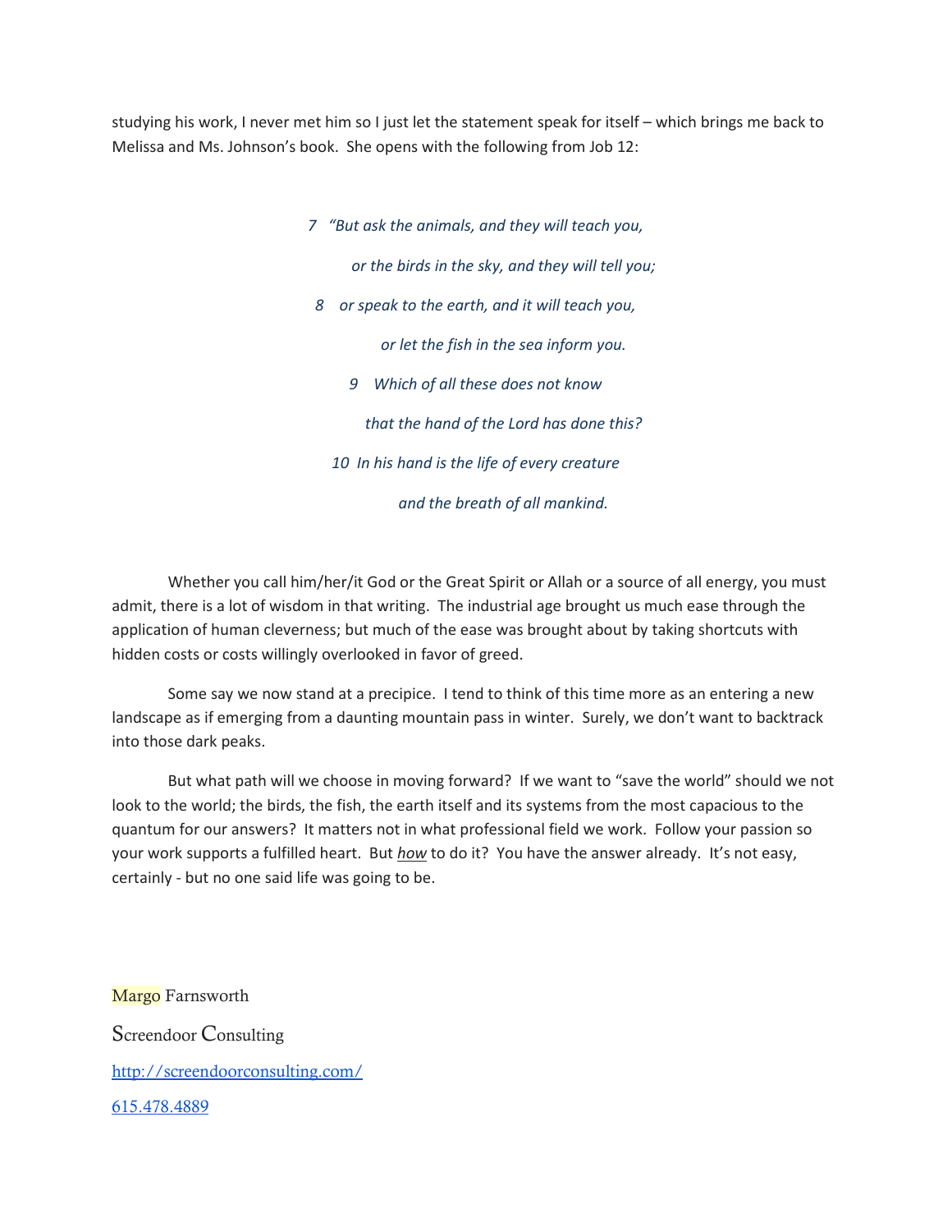studying his work, I never met him so I just let the statement speak for itself – which brings me back to Melissa and Ms. Johnson's book. She opens with the following from Job 12:

> *7 "But ask the animals, and they will teach you,*
>
> *or the birds in the sky, and they will tell you;*
>
> *8 or speak to the earth, and it will teach you,*
>
> *or let the fish in the sea inform you.*
>
> *9 Which of all these does not know*
>
> *that the hand of the Lord has done this?*
>
> *10 In his hand is the life of every creature*
>
> *and the breath of all mankind.*

Whether you call him/her/it God or the Great Spirit or Allah or a source of all energy, you must admit, there is a lot of wisdom in that writing. The industrial age brought us much ease through the application of human cleverness; but much of the ease was brought about by taking shortcuts with hidden costs or costs willingly overlooked in favor of greed.

Some say we now stand at a precipice. I tend to think of this time more as an entering a new landscape as if emerging from a daunting mountain pass in winter. Surely, we don't want to backtrack into those dark peaks.

But what path will we choose in moving forward? If we want to "save the world" should we not look to the world; the birds, the fish, the earth itself and its systems from the most capacious to the quantum for our answers? It matters not in what professional field we work. Follow your passion so your work supports a fulfilled heart. But *how* to do it? You have the answer already. It's not easy, certainly - but no one said life was going to be.

Margo Farnsworth

Screendoor Consulting

[http://screendoorconsulting.com/](http://screendoorconsulting.com/)

615.478.4889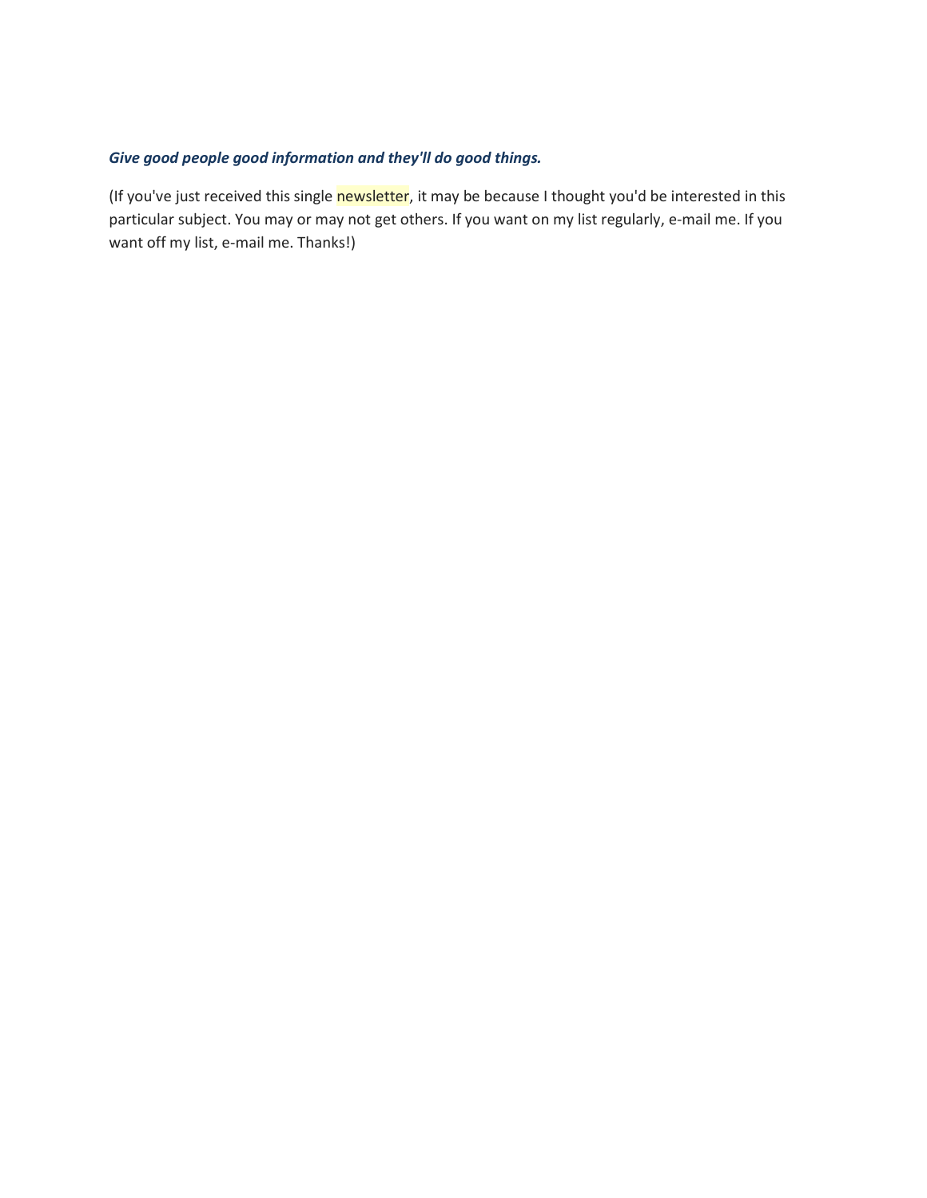***Give good people good information and they'll do good things.***

(If you've just received this single newsletter, it may be because I thought you'd be interested in this particular subject. You may or may not get others. If you want on my list regularly, e-mail me. If you want off my list, e-mail me. Thanks!)